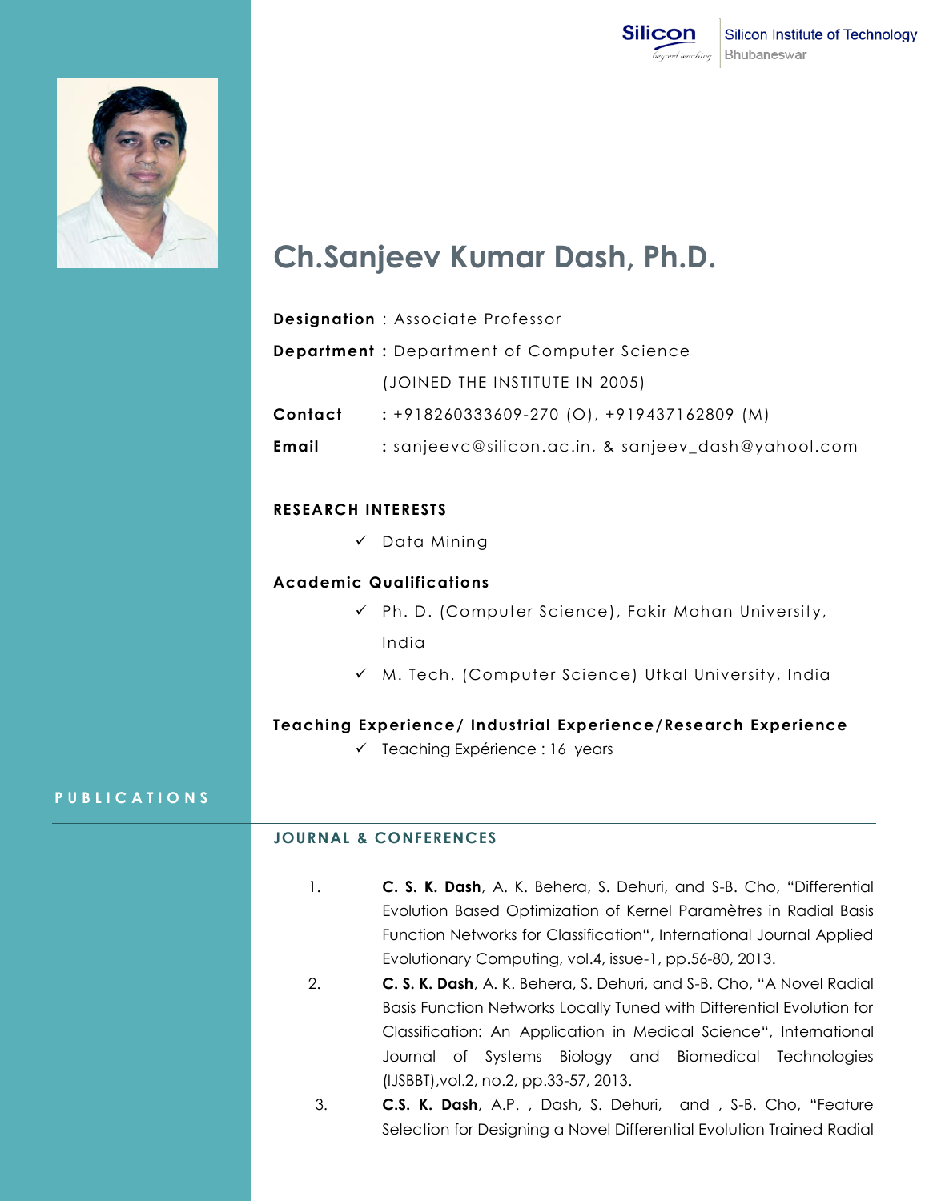Silicon Institute of Technology
Bhubaneswar

# Ch.Sanjeev Kumar Dash, Ph.D.

**Designation** : Associate Professor

**Department :** Department of Computer Science

(JOINED THE INSTITUTE IN 2005)

**Contact** : +918260333609-270 (O), +919437162809 (M)

**Email** : sanjeevc@silicon.ac.in, & sanjeev_dash@yahool.com

## RESEARCH INTERESTS

- ✓ Data Mining

## Academic Qualifications

- ✓ Ph. D. (Computer Science), Fakir Mohan University, India
- ✓ M. Tech. (Computer Science) Utkal University, India

## Teaching Experience/ Industrial Experience/Research Experience

- ✓ Teaching Expérience : 16 years

## PUBLICATIONS

### JOURNAL & CONFERENCES

1. **C. S. K. Dash**, A. K. Behera, S. Dehuri, and S-B. Cho, "Differential Evolution Based Optimization of Kernel Paramètres in Radial Basis Function Networks for Classification", International Journal Applied Evolutionary Computing, vol.4, issue-1, pp.56-80, 2013.
2. **C. S. K. Dash**, A. K. Behera, S. Dehuri, and S-B. Cho, "A Novel Radial Basis Function Networks Locally Tuned with Differential Evolution for Classification: An Application in Medical Science", International Journal of Systems Biology and Biomedical Technologies (IJSBBT),vol.2, no.2, pp.33-57, 2013.
3. **C.S. K. Dash**, A.P. , Dash, S. Dehuri, and , S-B. Cho, "Feature Selection for Designing a Novel Differential Evolution Trained Radial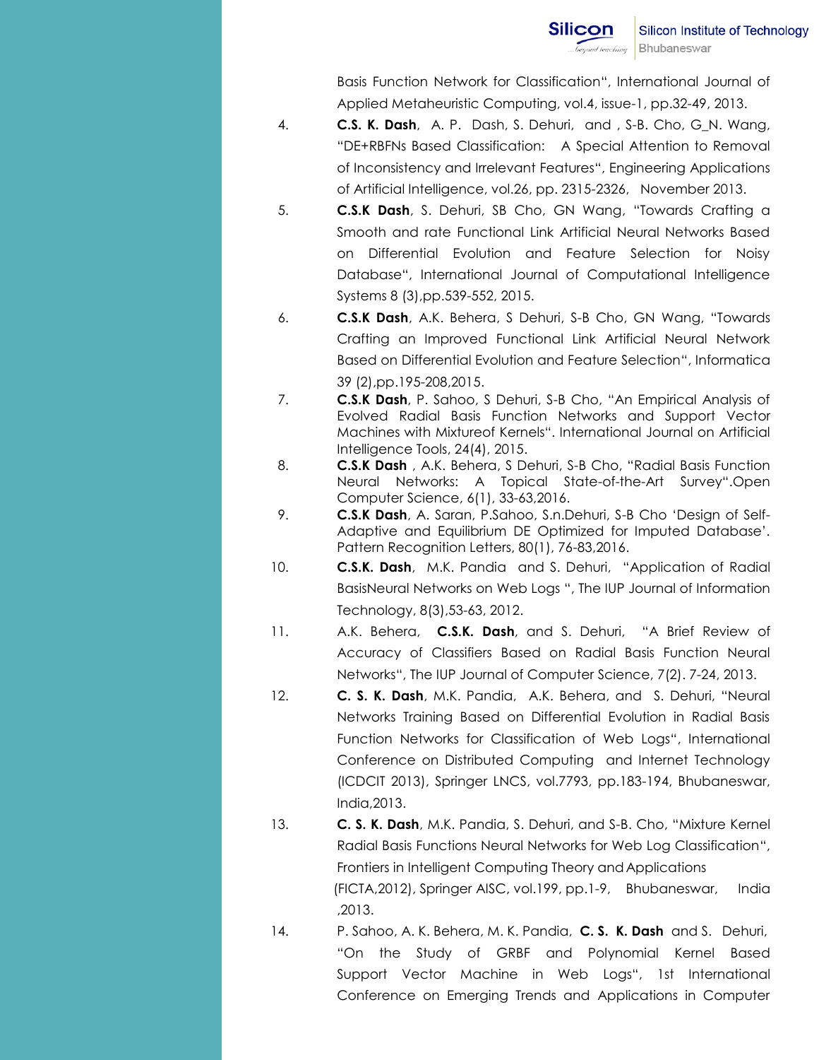Basis Function Network for Classification", International Journal of Applied Metaheuristic Computing, vol.4, issue-1, pp.32-49, 2013.

4. **C.S. K. Dash**, A. P. Dash, S. Dehuri, and , S-B. Cho, G_N. Wang, "DE+RBFNs Based Classification: A Special Attention to Removal of Inconsistency and Irrelevant Features", Engineering Applications of Artificial Intelligence, vol.26, pp. 2315-2326, November 2013.
5. **C.S.K Dash**, S. Dehuri, SB Cho, GN Wang, "Towards Crafting a Smooth and rate Functional Link Artificial Neural Networks Based on Differential Evolution and Feature Selection for Noisy Database", International Journal of Computational Intelligence Systems 8 (3),pp.539-552, 2015.
6. **C.S.K Dash**, A.K. Behera, S Dehuri, S-B Cho, GN Wang, "Towards Crafting an Improved Functional Link Artificial Neural Network Based on Differential Evolution and Feature Selection", Informatica 39 (2),pp.195-208,2015.
7. **C.S.K Dash**, P. Sahoo, S Dehuri, S-B Cho, "An Empirical Analysis of Evolved Radial Basis Function Networks and Support Vector Machines with Mixtureof Kernels". International Journal on Artificial Intelligence Tools, 24(4), 2015.
8. **C.S.K Dash** , A.K. Behera, S Dehuri, S-B Cho, "Radial Basis Function Neural Networks: A Topical State-of-the-Art Survey".Open Computer Science, 6(1), 33-63,2016.
9. **C.S.K Dash**, A. Saran, P.Sahoo, S.n.Dehuri, S-B Cho 'Design of Self-Adaptive and Equilibrium DE Optimized for Imputed Database'. Pattern Recognition Letters, 80(1), 76-83,2016.
10. **C.S.K. Dash**, M.K. Pandia and S. Dehuri, "Application of Radial BasisNeural Networks on Web Logs ", The IUP Journal of Information Technology, 8(3),53-63, 2012.
11. A.K. Behera, **C.S.K. Dash**, and S. Dehuri, "A Brief Review of Accuracy of Classifiers Based on Radial Basis Function Neural Networks", The IUP Journal of Computer Science, 7(2). 7-24, 2013.
12. **C. S. K. Dash**, M.K. Pandia, A.K. Behera, and S. Dehuri, "Neural Networks Training Based on Differential Evolution in Radial Basis Function Networks for Classification of Web Logs", International Conference on Distributed Computing and Internet Technology (ICDCIT 2013), Springer LNCS, vol.7793, pp.183-194, Bhubaneswar, India,2013.
13. **C. S. K. Dash**, M.K. Pandia, S. Dehuri, and S-B. Cho, "Mixture Kernel Radial Basis Functions Neural Networks for Web Log Classification", Frontiers in Intelligent Computing Theory and Applications (FICTA,2012), Springer AISC, vol.199, pp.1-9, Bhubaneswar, India ,2013.
14. P. Sahoo, A. K. Behera, M. K. Pandia, **C. S. K. Dash** and S. Dehuri, "On the Study of GRBF and Polynomial Kernel Based Support Vector Machine in Web Logs", 1st International Conference on Emerging Trends and Applications in Computer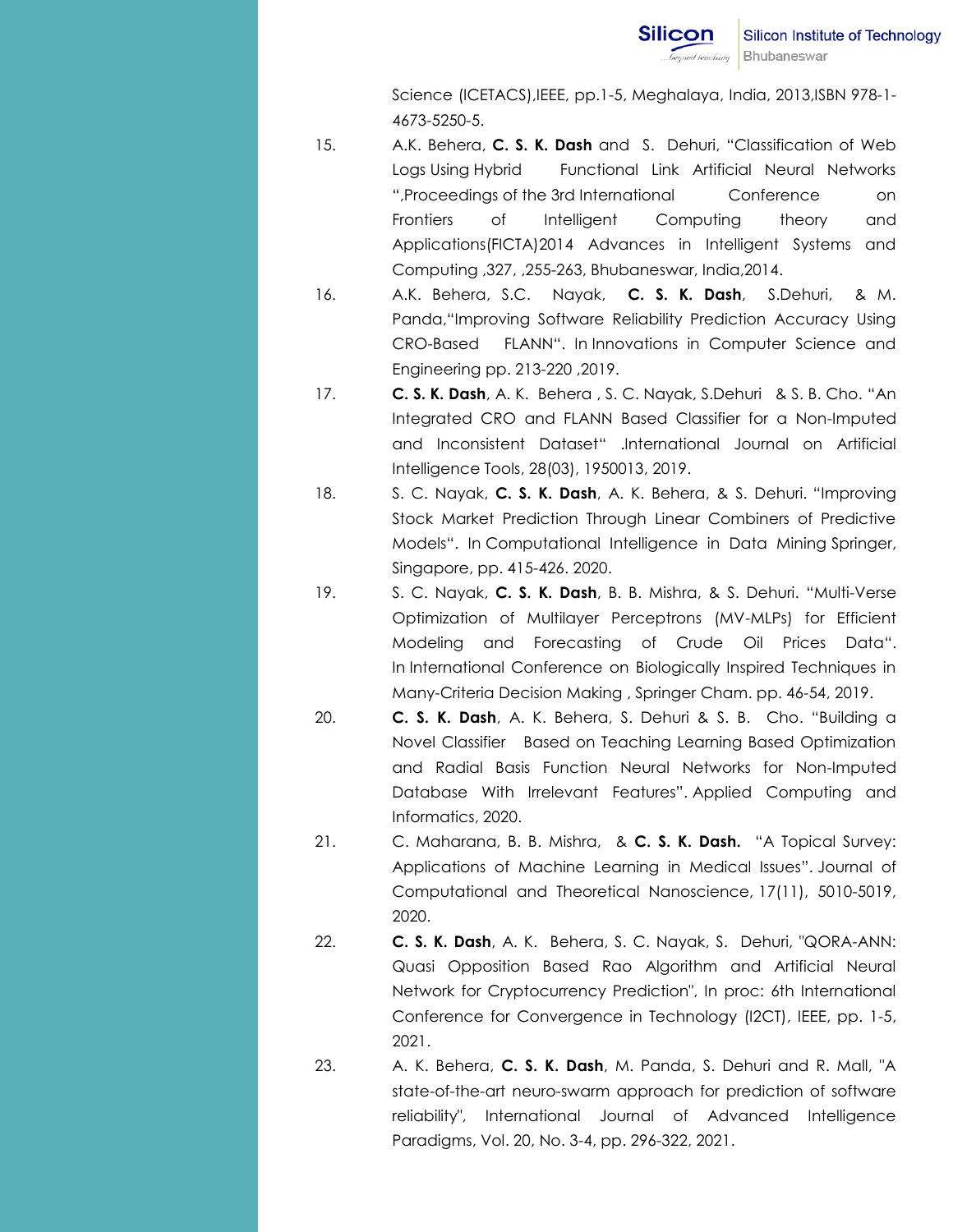Science (ICETACS),IEEE, pp.1-5, Meghalaya, India, 2013,ISBN 978-1-4673-5250-5.

15. A.K. Behera, **C. S. K. Dash** and S. Dehuri, "Classification of Web Logs Using Hybrid Functional Link Artificial Neural Networks ",Proceedings of the 3rd International Conference on Frontiers of Intelligent Computing theory and Applications(FICTA)2014 Advances in Intelligent Systems and Computing ,327, ,255-263, Bhubaneswar, India,2014.
16. A.K. Behera, S.C. Nayak, **C. S. K. Dash**, S.Dehuri, & M. Panda,"Improving Software Reliability Prediction Accuracy Using CRO-Based FLANN". In Innovations in Computer Science and Engineering pp. 213-220 ,2019.
17. **C. S. K. Dash**, A. K. Behera , S. C. Nayak, S.Dehuri & S. B. Cho. "An Integrated CRO and FLANN Based Classifier for a Non-Imputed and Inconsistent Dataset" .International Journal on Artificial Intelligence Tools, 28(03), 1950013, 2019.
18. S. C. Nayak, **C. S. K. Dash**, A. K. Behera, & S. Dehuri. "Improving Stock Market Prediction Through Linear Combiners of Predictive Models". In Computational Intelligence in Data Mining Springer, Singapore, pp. 415-426. 2020.
19. S. C. Nayak, **C. S. K. Dash**, B. B. Mishra, & S. Dehuri. "Multi-Verse Optimization of Multilayer Perceptrons (MV-MLPs) for Efficient Modeling and Forecasting of Crude Oil Prices Data". In International Conference on Biologically Inspired Techniques in Many-Criteria Decision Making , Springer Cham. pp. 46-54, 2019.
20. **C. S. K. Dash**, A. K. Behera, S. Dehuri & S. B. Cho. "Building a Novel Classifier Based on Teaching Learning Based Optimization and Radial Basis Function Neural Networks for Non-Imputed Database With Irrelevant Features". Applied Computing and Informatics, 2020.
21. C. Maharana, B. B. Mishra, & **C. S. K. Dash.** "A Topical Survey: Applications of Machine Learning in Medical Issues". Journal of Computational and Theoretical Nanoscience, 17(11), 5010-5019, 2020.
22. **C. S. K. Dash**, A. K. Behera, S. C. Nayak, S. Dehuri, "QORA-ANN: Quasi Opposition Based Rao Algorithm and Artificial Neural Network for Cryptocurrency Prediction", In proc: 6th International Conference for Convergence in Technology (I2CT), IEEE, pp. 1-5, 2021.
23. A. K. Behera, **C. S. K. Dash**, M. Panda, S. Dehuri and R. Mall, "A state-of-the-art neuro-swarm approach for prediction of software reliability", International Journal of Advanced Intelligence Paradigms, Vol. 20, No. 3-4, pp. 296-322, 2021.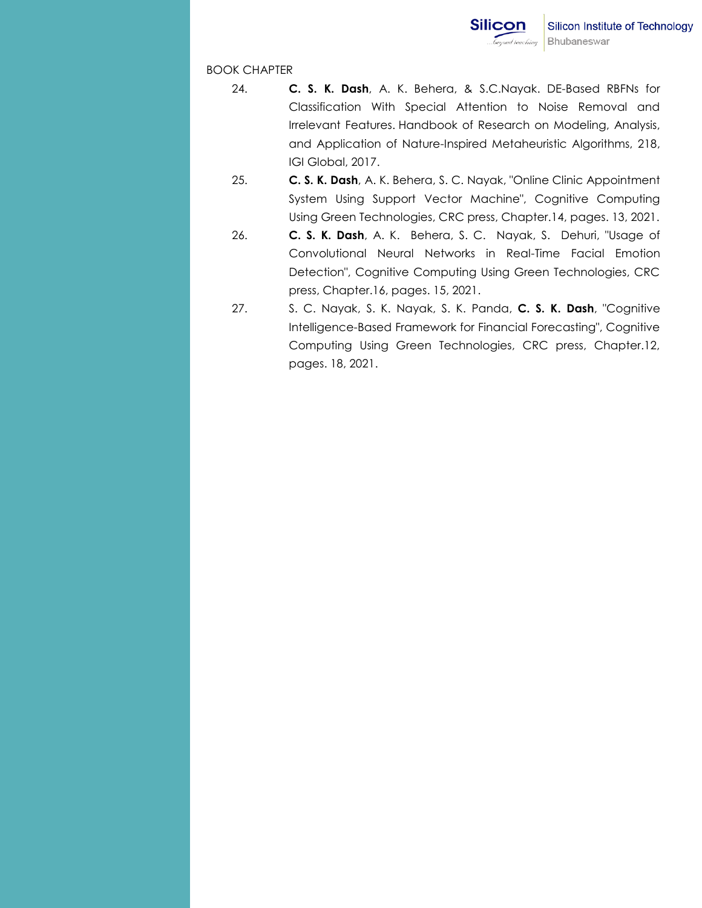BOOK CHAPTER

24. **C. S. K. Dash**, A. K. Behera, & S.C.Nayak. DE-Based RBFNs for Classification With Special Attention to Noise Removal and Irrelevant Features. Handbook of Research on Modeling, Analysis, and Application of Nature-Inspired Metaheuristic Algorithms, 218, IGI Global, 2017.
25. **C. S. K. Dash**, A. K. Behera, S. C. Nayak, "Online Clinic Appointment System Using Support Vector Machine", Cognitive Computing Using Green Technologies, CRC press, Chapter.14, pages. 13, 2021.
26. **C. S. K. Dash**, A. K. Behera, S. C. Nayak, S. Dehuri, "Usage of Convolutional Neural Networks in Real-Time Facial Emotion Detection", Cognitive Computing Using Green Technologies, CRC press, Chapter.16, pages. 15, 2021.
27. S. C. Nayak, S. K. Nayak, S. K. Panda, **C. S. K. Dash**, "Cognitive Intelligence-Based Framework for Financial Forecasting", Cognitive Computing Using Green Technologies, CRC press, Chapter.12, pages. 18, 2021.